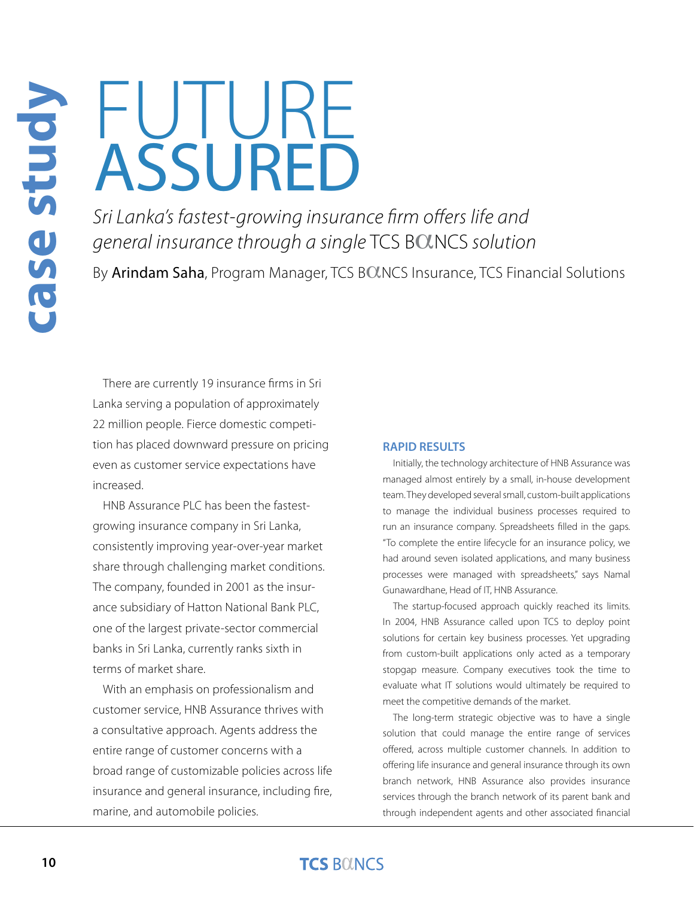case study

# FUTURE ASSURED

*Sri Lanka's fastest-growing insurance firm offers life and general insurance through a single* TCS BαNCS *solution*

By **Arindam Saha**, Program Manager, TCS BαNCS Insurance, TCS Financial Solutions

There are currently 19 insurance firms in Sri Lanka serving a population of approximately 22 million people. Fierce domestic competition has placed downward pressure on pricing even as customer service expectations have increased.

HNB Assurance PLC has been the fastest-growing insurance company in Sri Lanka, consistently improving year-over-year market share through challenging market conditions. The company, founded in 2001 as the insurance subsidiary of Hatton National Bank PLC, one of the largest private-sector commercial banks in Sri Lanka, currently ranks sixth in terms of market share.

With an emphasis on professionalism and customer service, HNB Assurance thrives with a consultative approach. Agents address the entire range of customer concerns with a broad range of customizable policies across life insurance and general insurance, including fire, marine, and automobile policies.

### RAPID RESULTS

Initially, the technology architecture of HNB Assurance was managed almost entirely by a small, in-house development team. They developed several small, custom-built applications to manage the individual business processes required to run an insurance company. Spreadsheets filled in the gaps. "To complete the entire lifecycle for an insurance policy, we had around seven isolated applications, and many business processes were managed with spreadsheets," says Namal Gunawardhane, Head of IT, HNB Assurance.

The startup-focused approach quickly reached its limits. In 2004, HNB Assurance called upon TCS to deploy point solutions for certain key business processes. Yet upgrading from custom-built applications only acted as a temporary stopgap measure. Company executives took the time to evaluate what IT solutions would ultimately be required to meet the competitive demands of the market.

The long-term strategic objective was to have a single solution that could manage the entire range of services offered, across multiple customer channels. In addition to offering life insurance and general insurance through its own branch network, HNB Assurance also provides insurance services through the branch network of its parent bank and through independent agents and other associated financial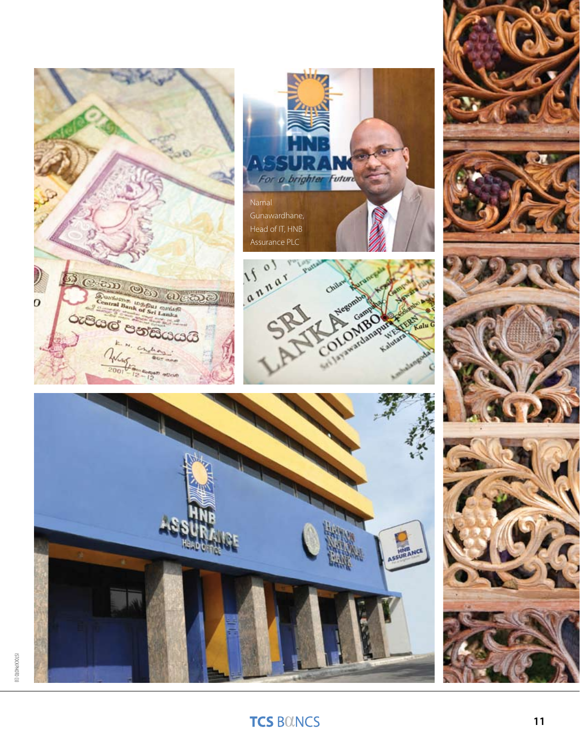Namal Gunawardhane, Head of IT, HNB Assurance PLC

ISTOCKPHOTO (3)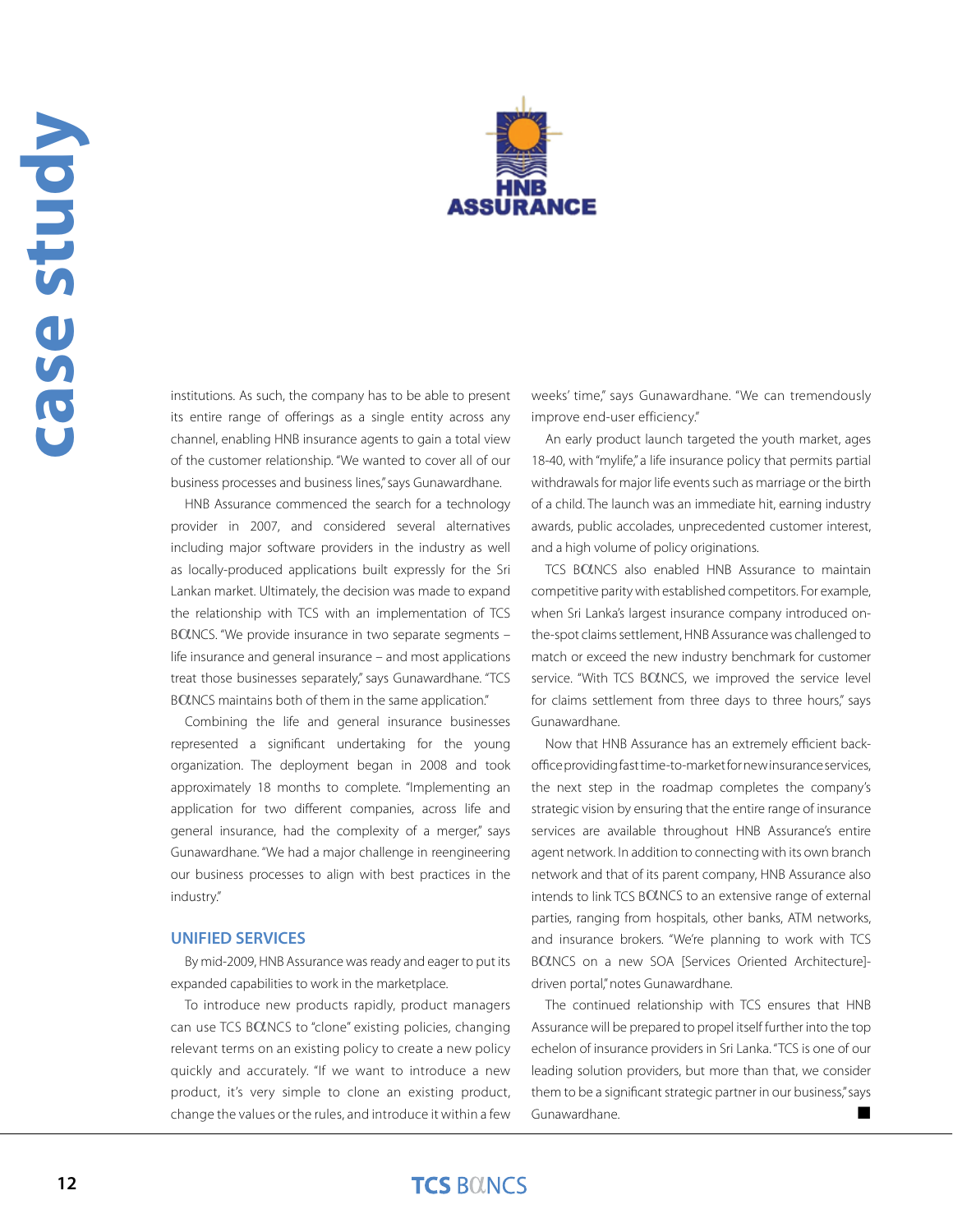institutions. As such, the company has to be able to present its entire range of offerings as a single entity across any channel, enabling HNB insurance agents to gain a total view of the customer relationship. "We wanted to cover all of our business processes and business lines," says Gunawardhane.

HNB Assurance commenced the search for a technology provider in 2007, and considered several alternatives including major software providers in the industry as well as locally-produced applications built expressly for the Sri Lankan market. Ultimately, the decision was made to expand the relationship with TCS with an implementation of TCS BαNCS. "We provide insurance in two separate segments – life insurance and general insurance – and most applications treat those businesses separately," says Gunawardhane. "TCS BαNCS maintains both of them in the same application."

Combining the life and general insurance businesses represented a significant undertaking for the young organization. The deployment began in 2008 and took approximately 18 months to complete. "Implementing an application for two different companies, across life and general insurance, had the complexity of a merger," says Gunawardhane. "We had a major challenge in reengineering our business processes to align with best practices in the industry."

## UNIFIED SERVICES

By mid-2009, HNB Assurance was ready and eager to put its expanded capabilities to work in the marketplace.

To introduce new products rapidly, product managers can use TCS BαNCS to "clone" existing policies, changing relevant terms on an existing policy to create a new policy quickly and accurately. "If we want to introduce a new product, it's very simple to clone an existing product, change the values or the rules, and introduce it within a few weeks' time," says Gunawardhane. "We can tremendously improve end-user efficiency."

An early product launch targeted the youth market, ages 18-40, with "mylife," a life insurance policy that permits partial withdrawals for major life events such as marriage or the birth of a child. The launch was an immediate hit, earning industry awards, public accolades, unprecedented customer interest, and a high volume of policy originations.

TCS BαNCS also enabled HNB Assurance to maintain competitive parity with established competitors. For example, when Sri Lanka's largest insurance company introduced on-the-spot claims settlement, HNB Assurance was challenged to match or exceed the new industry benchmark for customer service. "With TCS BαNCS, we improved the service level for claims settlement from three days to three hours," says Gunawardhane.

Now that HNB Assurance has an extremely efficient back-office providing fast time-to-market for new insurance services, the next step in the roadmap completes the company's strategic vision by ensuring that the entire range of insurance services are available throughout HNB Assurance's entire agent network. In addition to connecting with its own branch network and that of its parent company, HNB Assurance also intends to link TCS BαNCS to an extensive range of external parties, ranging from hospitals, other banks, ATM networks, and insurance brokers. "We're planning to work with TCS BαNCS on a new SOA [Services Oriented Architecture]-driven portal," notes Gunawardhane.

The continued relationship with TCS ensures that HNB Assurance will be prepared to propel itself further into the top echelon of insurance providers in Sri Lanka. "TCS is one of our leading solution providers, but more than that, we consider them to be a significant strategic partner in our business," says Gunawardhane. ■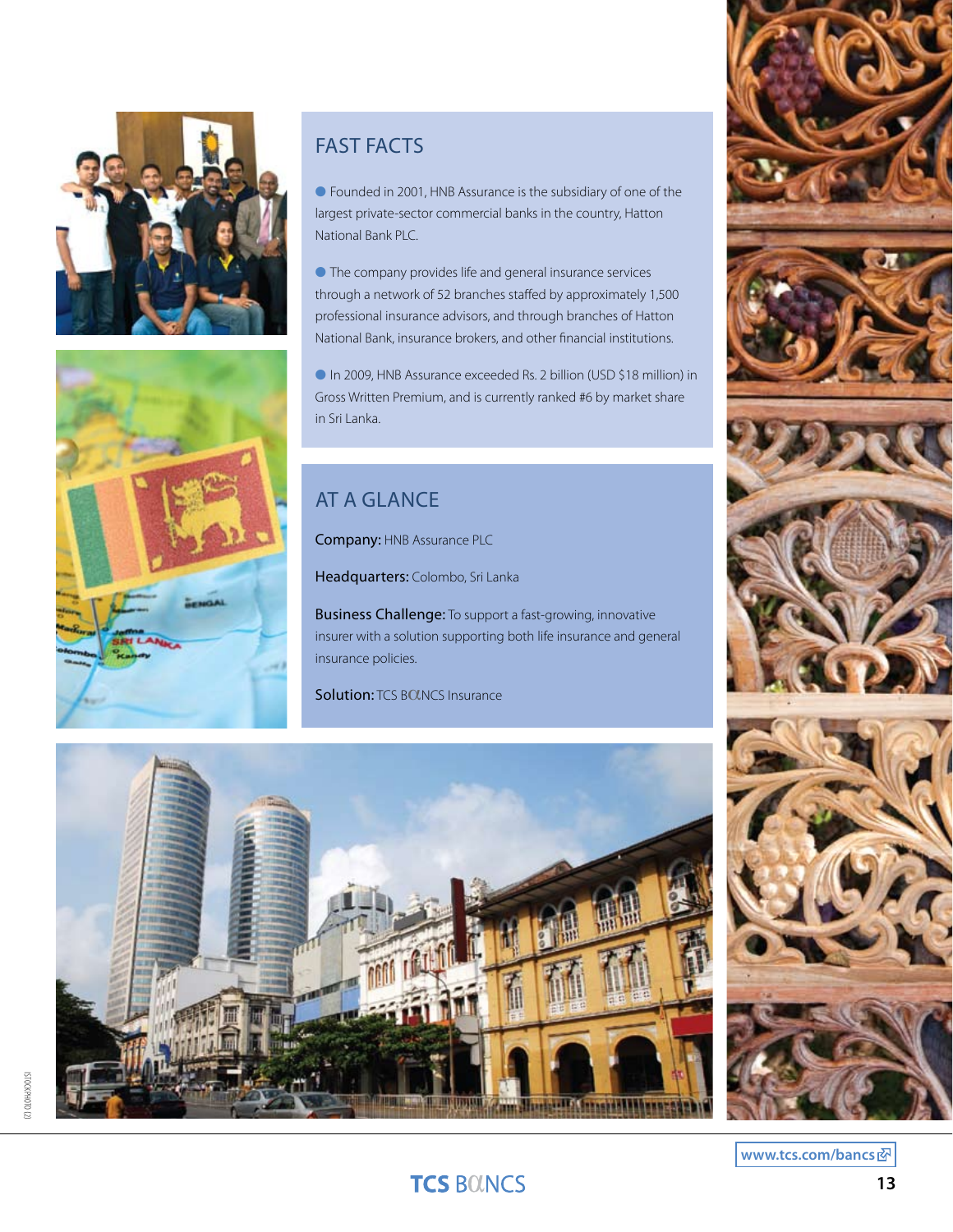## FAST FACTS

- Founded in 2001, HNB Assurance is the subsidiary of one of the largest private-sector commercial banks in the country, Hatton National Bank PLC.
- The company provides life and general insurance services through a network of 52 branches staffed by approximately 1,500 professional insurance advisors, and through branches of Hatton National Bank, insurance brokers, and other financial institutions.
- In 2009, HNB Assurance exceeded Rs. 2 billion (USD $18 million) in Gross Written Premium, and is currently ranked #6 by market share in Sri Lanka.

## AT A GLANCE

**Company:** HNB Assurance PLC

**Headquarters:** Colombo, Sri Lanka

**Business Challenge:** To support a fast-growing, innovative insurer with a solution supporting both life insurance and general insurance policies.

**Solution:** TCS BαNCS Insurance

ISTOCKPHOTO (2)

www.tcs.com/bancs